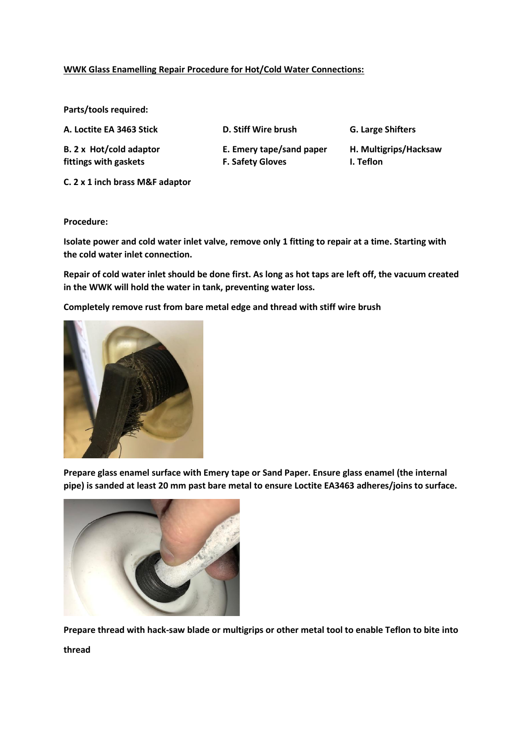**WWK Glass Enamelling Repair Procedure for Hot/Cold Water Connections:**

**Parts/tools required:**

**A. Loctite EA 3463 Stick**

**B. 2 x Hot/cold adaptor fittings with gaskets**

**C. 2 x 1 inch brass M&F adaptor**

**D. Stiff Wire brush**

**E. Emery tape/sand paper**

**F. Safety Gloves**

**G. Large Shifters**

**H. Multigrips/Hacksaw**

**I. Teflon**

**Procedure:**

**Isolate power and cold water inlet valve, remove only 1 fitting to repair at a time. Starting with the cold water inlet connection.**

**Repair of cold water inlet should be done first. As long as hot taps are left off, the vacuum created in the WWK will hold the water in tank, preventing water loss.**

**Completely remove rust from bare metal edge and thread with stiff wire brush**

**Prepare glass enamel surface with Emery tape or Sand Paper. Ensure glass enamel (the internal pipe) is sanded at least 20 mm past bare metal to ensure Loctite EA3463 adheres/joins to surface.**

**Prepare thread with hack-saw blade or multigrips or other metal tool to enable Teflon to bite into thread**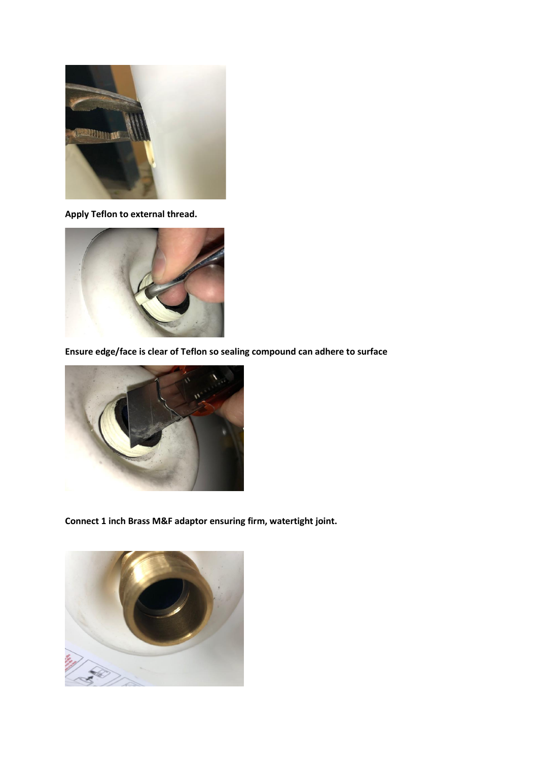**Apply Teflon to external thread.**

**Ensure edge/face is clear of Teflon so sealing compound can adhere to surface**

**Connect 1 inch Brass M&F adaptor ensuring firm, watertight joint.**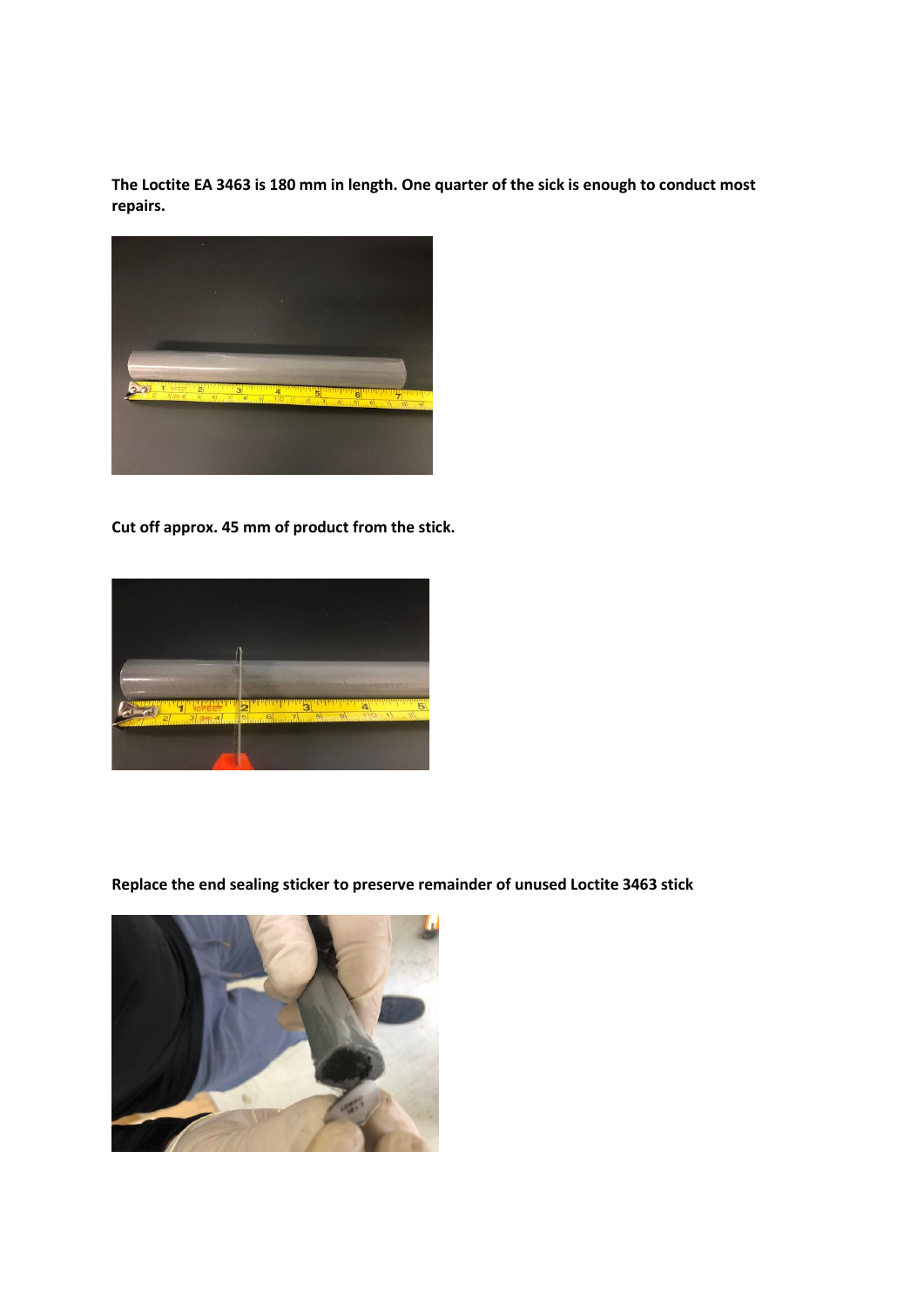**The Loctite EA 3463 is 180 mm in length. One quarter of the sick is enough to conduct most repairs.**

**Cut off approx. 45 mm of product from the stick.**

**Replace the end sealing sticker to preserve remainder of unused Loctite 3463 stick**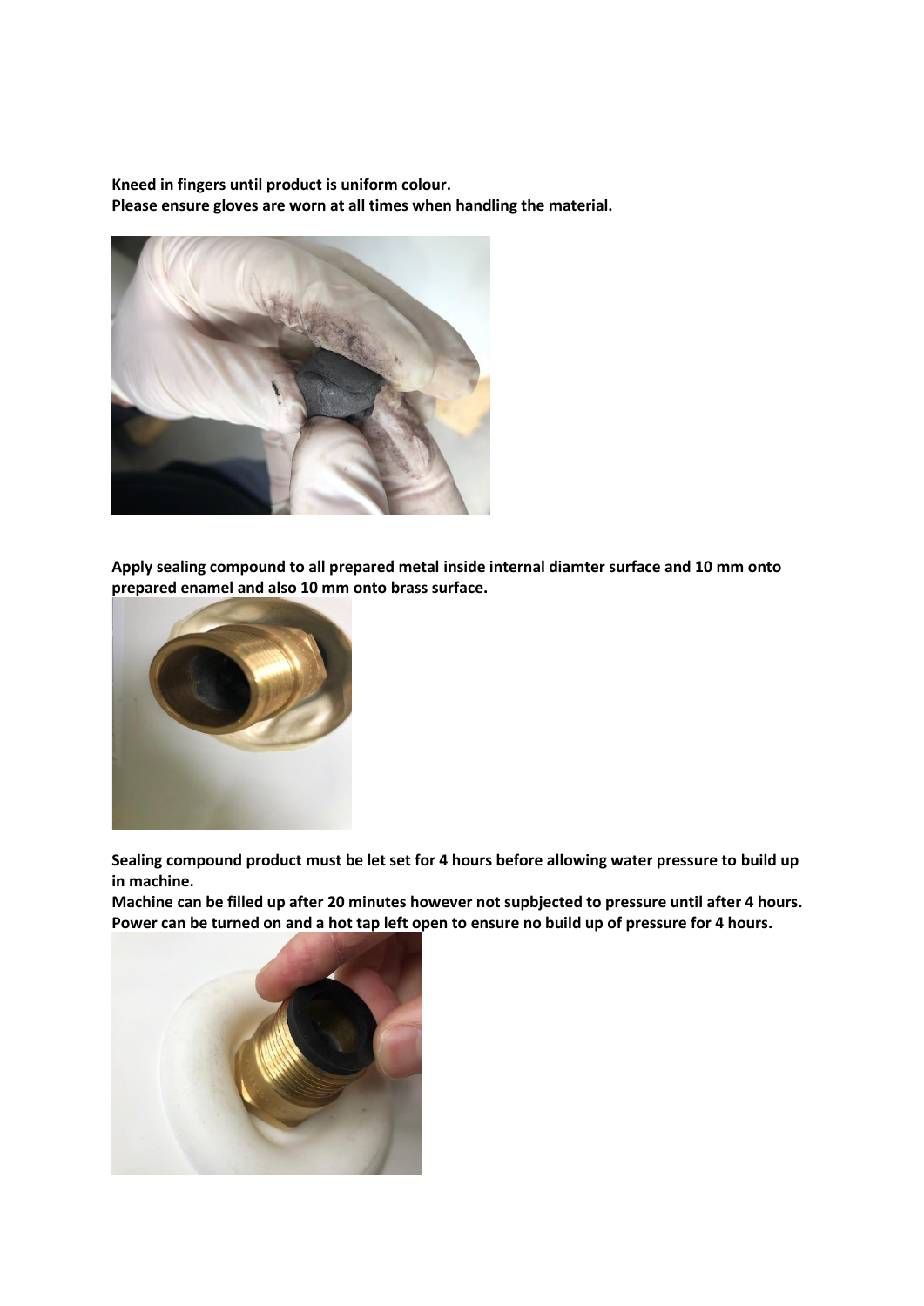**Kneed in fingers until product is uniform colour.**
**Please ensure gloves are worn at all times when handling the material.**

**Apply sealing compound to all prepared metal inside internal diamter surface and 10 mm onto prepared enamel and also 10 mm onto brass surface.**

**Sealing compound product must be let set for 4 hours before allowing water pressure to build up in machine.**
**Machine can be filled up after 20 minutes however not supbjected to pressure until after 4 hours.**
**Power can be turned on and a hot tap left open to ensure no build up of pressure for 4 hours.**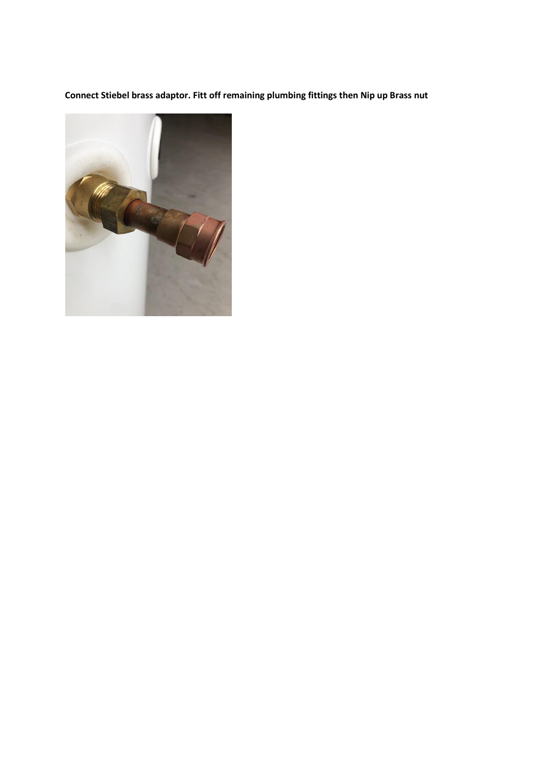**Connect Stiebel brass adaptor. Fitt off remaining plumbing fittings then Nip up Brass nut**